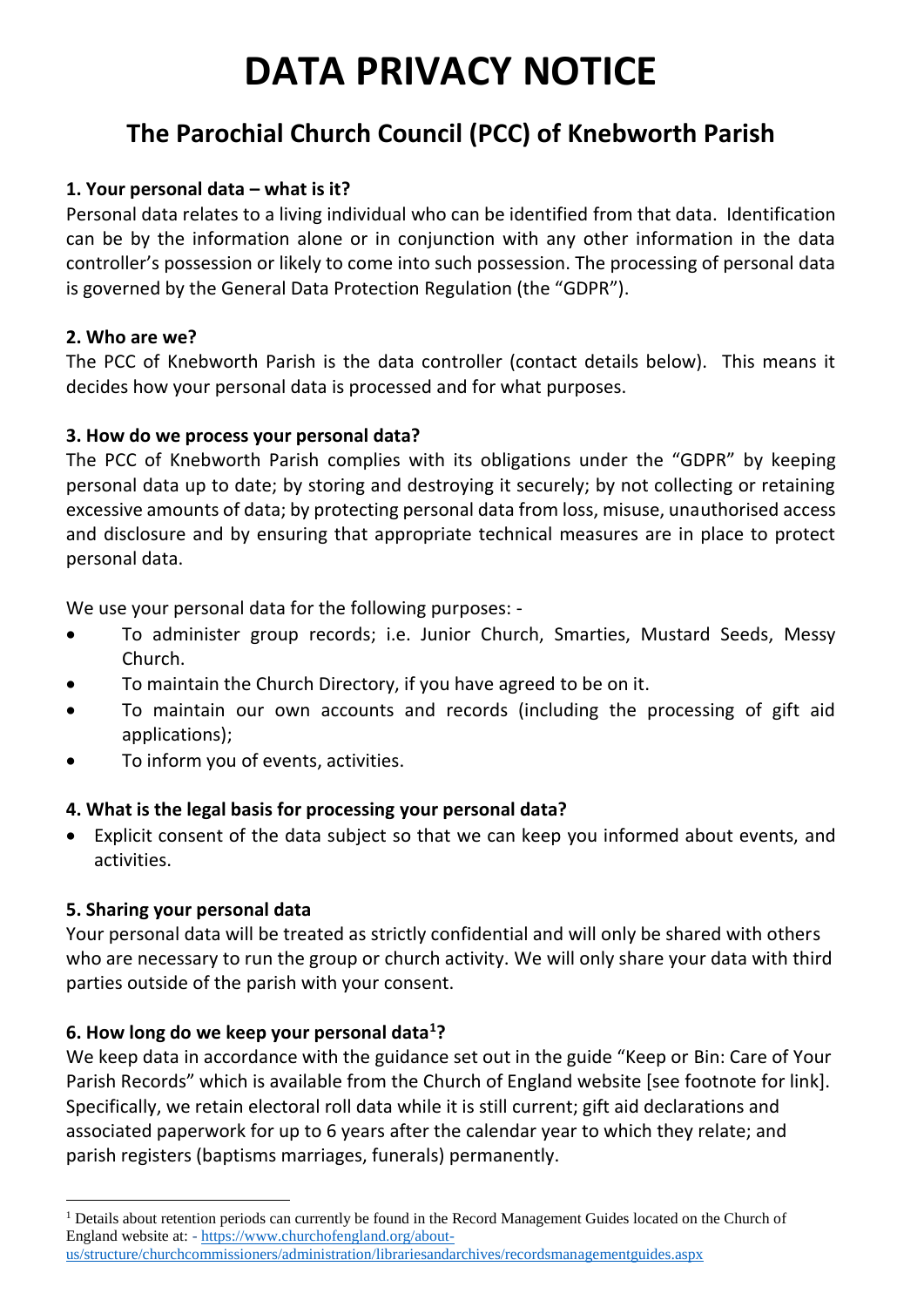# DATA PRIVACY NOTICE

## The Parochial Church Council (PCC) of Knebworth Parish

**1. Your personal data – what is it?**

Personal data relates to a living individual who can be identified from that data. Identification can be by the information alone or in conjunction with any other information in the data controller's possession or likely to come into such possession. The processing of personal data is governed by the General Data Protection Regulation (the "GDPR").

**2. Who are we?**

The PCC of Knebworth Parish is the data controller (contact details below). This means it decides how your personal data is processed and for what purposes.

**3. How do we process your personal data?**

The PCC of Knebworth Parish complies with its obligations under the "GDPR" by keeping personal data up to date; by storing and destroying it securely; by not collecting or retaining excessive amounts of data; by protecting personal data from loss, misuse, unauthorised access and disclosure and by ensuring that appropriate technical measures are in place to protect personal data.

We use your personal data for the following purposes: -

- To administer group records; i.e. Junior Church, Smarties, Mustard Seeds, Messy Church.
- To maintain the Church Directory, if you have agreed to be on it.
- To maintain our own accounts and records (including the processing of gift aid applications);
- To inform you of events, activities.

**4. What is the legal basis for processing your personal data?**

- Explicit consent of the data subject so that we can keep you informed about events, and activities.

**5. Sharing your personal data**

Your personal data will be treated as strictly confidential and will only be shared with others who are necessary to run the group or church activity. We will only share your data with third parties outside of the parish with your consent.

**6. How long do we keep your personal data[1]?**

We keep data in accordance with the guidance set out in the guide "Keep or Bin: Care of Your Parish Records" which is available from the Church of England website [see footnote for link]. Specifically, we retain electoral roll data while it is still current; gift aid declarations and associated paperwork for up to 6 years after the calendar year to which they relate; and parish registers (baptisms marriages, funerals) permanently.

[1] Details about retention periods can currently be found in the Record Management Guides located on the Church of England website at: - https://www.churchofengland.org/about-us/structure/churchcommissioners/administration/librariesandarchives/recordsmanagementguides.aspx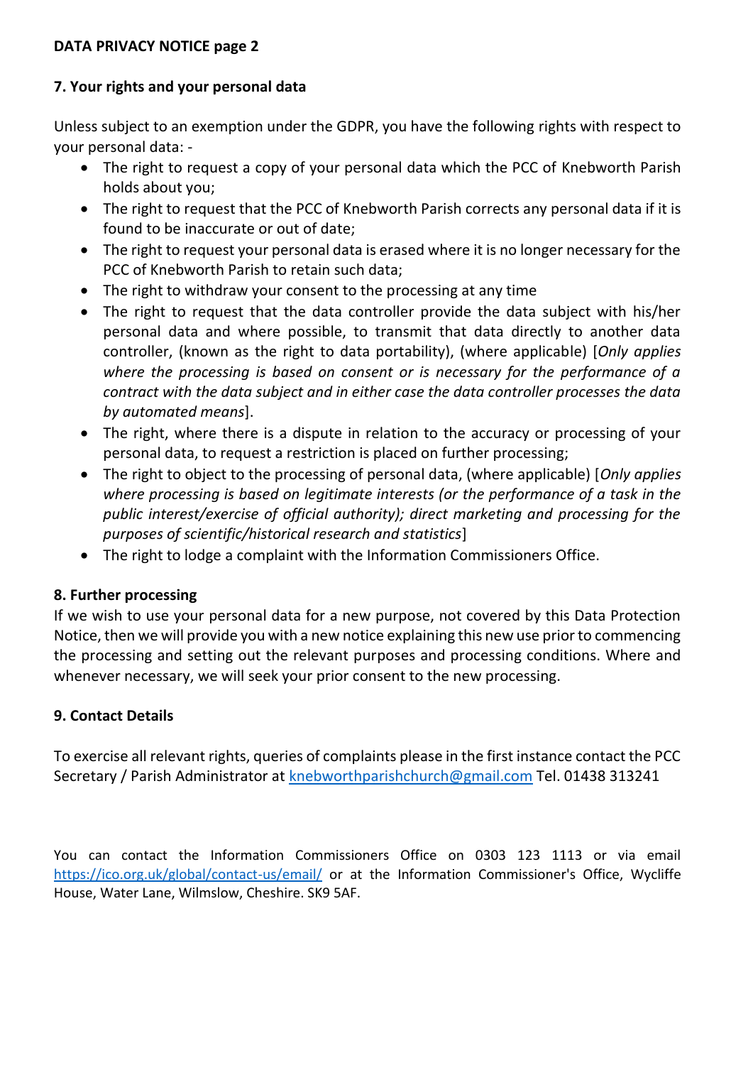**DATA PRIVACY NOTICE page 2**

## 7. Your rights and your personal data

Unless subject to an exemption under the GDPR, you have the following rights with respect to your personal data: -

- The right to request a copy of your personal data which the PCC of Knebworth Parish holds about you;
- The right to request that the PCC of Knebworth Parish corrects any personal data if it is found to be inaccurate or out of date;
- The right to request your personal data is erased where it is no longer necessary for the PCC of Knebworth Parish to retain such data;
- The right to withdraw your consent to the processing at any time
- The right to request that the data controller provide the data subject with his/her personal data and where possible, to transmit that data directly to another data controller, (known as the right to data portability), (where applicable) [*Only applies where the processing is based on consent or is necessary for the performance of a contract with the data subject and in either case the data controller processes the data by automated means*].
- The right, where there is a dispute in relation to the accuracy or processing of your personal data, to request a restriction is placed on further processing;
- The right to object to the processing of personal data, (where applicable) [*Only applies where processing is based on legitimate interests (or the performance of a task in the public interest/exercise of official authority); direct marketing and processing for the purposes of scientific/historical research and statistics*]
- The right to lodge a complaint with the Information Commissioners Office.

## 8. Further processing

If we wish to use your personal data for a new purpose, not covered by this Data Protection Notice, then we will provide you with a new notice explaining this new use prior to commencing the processing and setting out the relevant purposes and processing conditions. Where and whenever necessary, we will seek your prior consent to the new processing.

## 9. Contact Details

To exercise all relevant rights, queries of complaints please in the first instance contact the PCC Secretary / Parish Administrator at knebworthparishchurch@gmail.com Tel. 01438 313241

You can contact the Information Commissioners Office on 0303 123 1113 or via email https://ico.org.uk/global/contact-us/email/ or at the Information Commissioner's Office, Wycliffe House, Water Lane, Wilmslow, Cheshire. SK9 5AF.